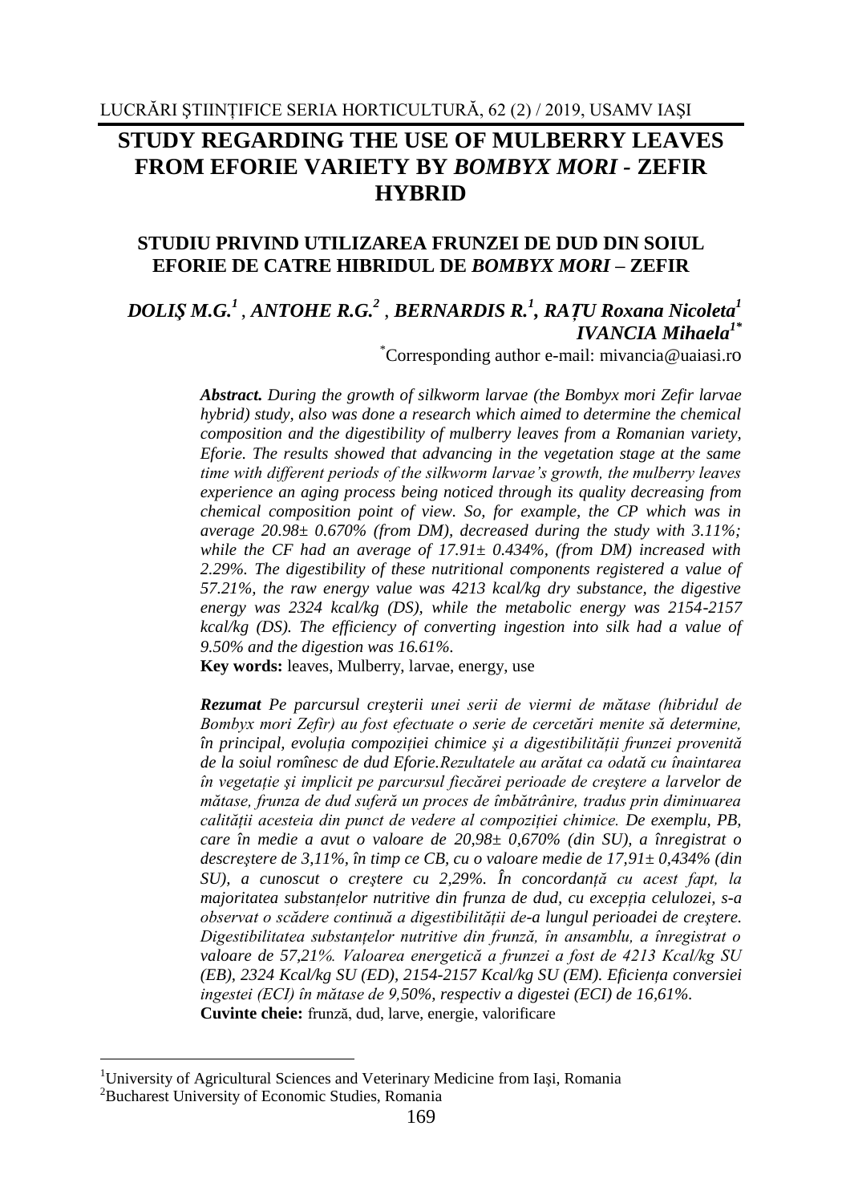# STUDY REGARDING THE USE OF MULBERRY LEAVES FROM EFORIE VARIETY BY *BOMBYX MORI* - ZEFIR HYBRID

## STUDIU PRIVIND UTILIZAREA FRUNZEI DE DUD DIN SOIUL EFORIE DE CATRE HIBRIDUL DE *BOMBYX MORI* – ZEFIR

***DOLIŞ M.G.[1], ANTOHE R.G.[2], BERNARDIS R.[1], RAȚU Roxana Nicoleta[1] IVANCIA Mihaela[1*]***

[*]Corresponding author e-mail: mivancia@uaiasi.ro

***Abstract.** During the growth of silkworm larvae (the Bombyx mori Zefir larvae hybrid) study, also was done a research which aimed to determine the chemical composition and the digestibility of mulberry leaves from a Romanian variety, Eforie. The results showed that advancing in the vegetation stage at the same time with different periods of the silkworm larvae's growth, the mulberry leaves experience an aging process being noticed through its quality decreasing from chemical composition point of view. So, for example, the CP which was in average 20.98± 0.670% (from DM), decreased during the study with 3.11%; while the CF had an average of 17.91± 0.434%, (from DM) increased with 2.29%. The digestibility of these nutritional components registered a value of 57.21%, the raw energy value was 4213 kcal/kg dry substance, the digestive energy was 2324 kcal/kg (DS), while the metabolic energy was 2154-2157 kcal/kg (DS). The efficiency of converting ingestion into silk had a value of 9.50% and the digestion was 16.61%.*

**Key words:** leaves, Mulberry, larvae, energy, use

***Rezumat** Pe parcursul creşterii unei serii de viermi de mătase (hibridul de Bombyx mori Zefir) au fost efectuate o serie de cercetări menite să determine, în principal, evoluția compoziției chimice şi a digestibilității frunzei provenită de la soiul romînesc de dud Eforie.Rezultatele au arătat ca odată cu înaintarea în vegetație şi implicit pe parcursul fiecărei perioade de creştere a larvelor de mătase, frunza de dud suferă un proces de îmbătrânire, tradus prin diminuarea calității acesteia din punct de vedere al compoziției chimice. De exemplu, PB, care în medie a avut o valoare de 20,98± 0,670% (din SU), a înregistrat o descreştere de 3,11%, în timp ce CB, cu o valoare medie de 17,91± 0,434% (din SU), a cunoscut o creştere cu 2,29%. În concordanță cu acest fapt, la majoritatea substanțelor nutritive din frunza de dud, cu excepția celulozei, s-a observat o scădere continuă a digestibilității de-a lungul perioadei de creştere. Digestibilitatea substanțelor nutritive din frunză, în ansamblu, a înregistrat o valoare de 57,21%. Valoarea energetică a frunzei a fost de 4213 Kcal/kg SU (EB), 2324 Kcal/kg SU (ED), 2154-2157 Kcal/kg SU (EM). Eficiența conversiei ingestei (ECI) în mătase de 9,50%, respectiv a digestei (ECI) de 16,61%.*

**Cuvinte cheie:** frunză, dud, larve, energie, valorificare

---

[1]University of Agricultural Sciences and Veterinary Medicine from Iași, Romania
[2]Bucharest University of Economic Studies, Romania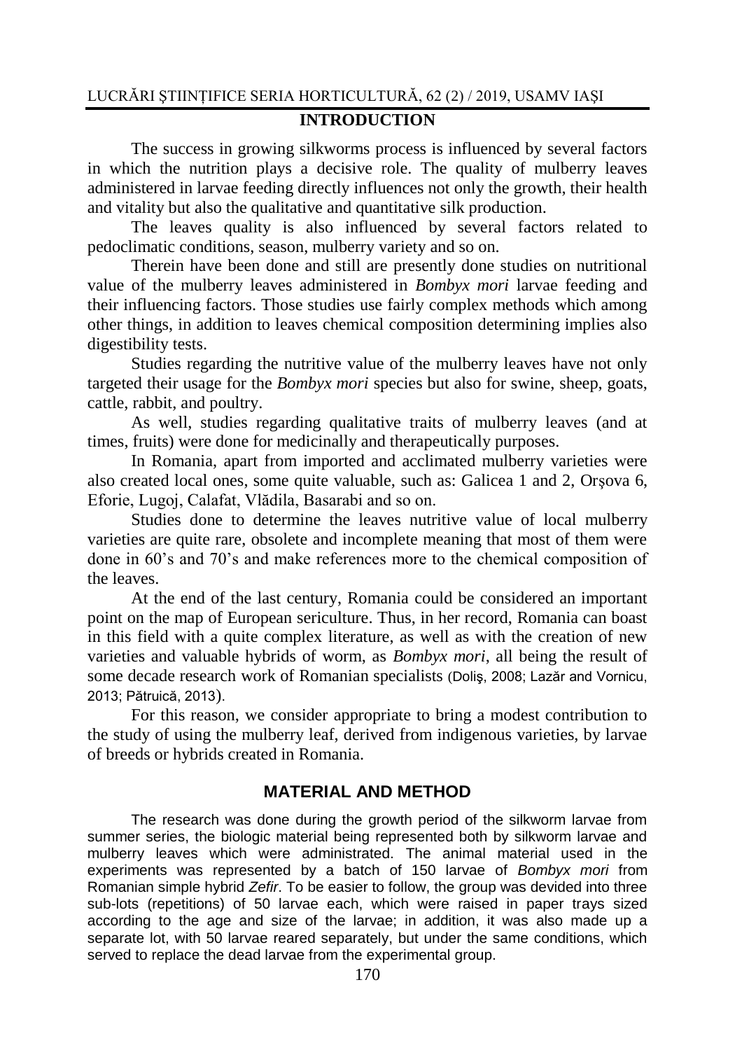## INTRODUCTION

The success in growing silkworms process is influenced by several factors in which the nutrition plays a decisive role. The quality of mulberry leaves administered in larvae feeding directly influences not only the growth, their health and vitality but also the qualitative and quantitative silk production.

The leaves quality is also influenced by several factors related to pedoclimatic conditions, season, mulberry variety and so on.

Therein have been done and still are presently done studies on nutritional value of the mulberry leaves administered in *Bombyx mori* larvae feeding and their influencing factors. Those studies use fairly complex methods which among other things, in addition to leaves chemical composition determining implies also digestibility tests.

Studies regarding the nutritive value of the mulberry leaves have not only targeted their usage for the *Bombyx mori* species but also for swine, sheep, goats, cattle, rabbit, and poultry.

As well, studies regarding qualitative traits of mulberry leaves (and at times, fruits) were done for medicinally and therapeutically purposes.

In Romania, apart from imported and acclimated mulberry varieties were also created local ones, some quite valuable, such as: Galicea 1 and 2, Orşova 6, Eforie, Lugoj, Calafat, Vlădila, Basarabi and so on.

Studies done to determine the leaves nutritive value of local mulberry varieties are quite rare, obsolete and incomplete meaning that most of them were done in 60's and 70's and make references more to the chemical composition of the leaves.

At the end of the last century, Romania could be considered an important point on the map of European sericulture. Thus, in her record, Romania can boast in this field with a quite complex literature, as well as with the creation of new varieties and valuable hybrids of worm, as *Bombyx mori*, all being the result of some decade research work of Romanian specialists (Doliş, 2008; Lazăr and Vornicu, 2013; Pătruică, 2013).

For this reason, we consider appropriate to bring a modest contribution to the study of using the mulberry leaf, derived from indigenous varieties, by larvae of breeds or hybrids created in Romania.

## MATERIAL AND METHOD

The research was done during the growth period of the silkworm larvae from summer series, the biologic material being represented both by silkworm larvae and mulberry leaves which were administrated. The animal material used in the experiments was represented by a batch of 150 larvae of *Bombyx mori* from Romanian simple hybrid *Zefir*. To be easier to follow, the group was devided into three sub-lots (repetitions) of 50 larvae each, which were raised in paper trays sized according to the age and size of the larvae; in addition, it was also made up a separate lot, with 50 larvae reared separately, but under the same conditions, which served to replace the dead larvae from the experimental group.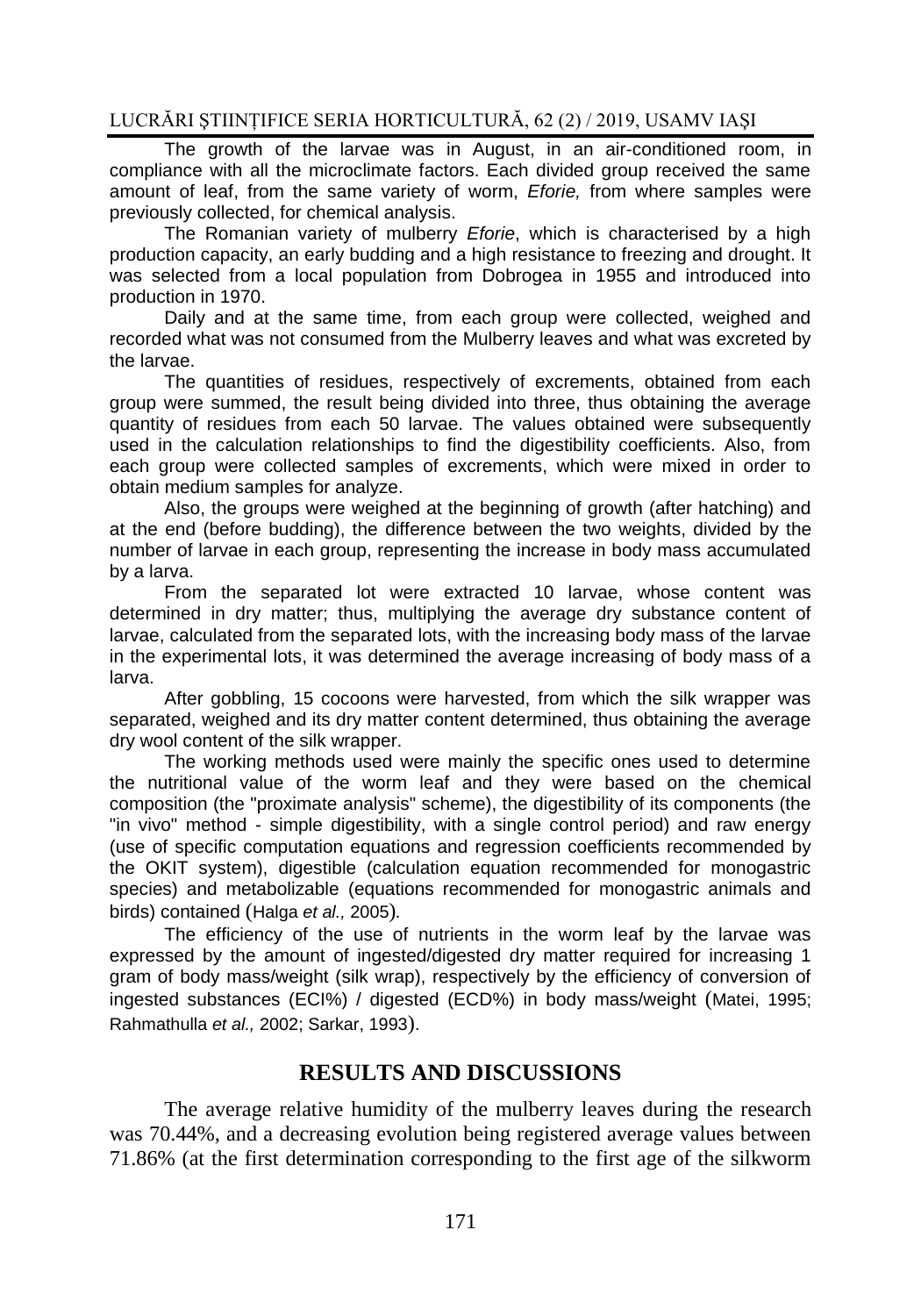The growth of the larvae was in August, in an air-conditioned room, in compliance with all the microclimate factors. Each divided group received the same amount of leaf, from the same variety of worm, *Eforie,* from where samples were previously collected, for chemical analysis.

The Romanian variety of mulberry *Eforie*, which is characterised by a high production capacity, an early budding and a high resistance to freezing and drought. It was selected from a local population from Dobrogea in 1955 and introduced into production in 1970.

Daily and at the same time, from each group were collected, weighed and recorded what was not consumed from the Mulberry leaves and what was excreted by the larvae.

The quantities of residues, respectively of excrements, obtained from each group were summed, the result being divided into three, thus obtaining the average quantity of residues from each 50 larvae. The values obtained were subsequently used in the calculation relationships to find the digestibility coefficients. Also, from each group were collected samples of excrements, which were mixed in order to obtain medium samples for analyze.

Also, the groups were weighed at the beginning of growth (after hatching) and at the end (before budding), the difference between the two weights, divided by the number of larvae in each group, representing the increase in body mass accumulated by a larva.

From the separated lot were extracted 10 larvae, whose content was determined in dry matter; thus, multiplying the average dry substance content of larvae, calculated from the separated lots, with the increasing body mass of the larvae in the experimental lots, it was determined the average increasing of body mass of a larva.

After gobbling, 15 cocoons were harvested, from which the silk wrapper was separated, weighed and its dry matter content determined, thus obtaining the average dry wool content of the silk wrapper.

The working methods used were mainly the specific ones used to determine the nutritional value of the worm leaf and they were based on the chemical composition (the "proximate analysis" scheme), the digestibility of its components (the "in vivo" method - simple digestibility, with a single control period) and raw energy (use of specific computation equations and regression coefficients recommended by the OKIT system), digestible (calculation equation recommended for monogastric species) and metabolizable (equations recommended for monogastric animals and birds) contained (Halga *et al.,* 2005).

The efficiency of the use of nutrients in the worm leaf by the larvae was expressed by the amount of ingested/digested dry matter required for increasing 1 gram of body mass/weight (silk wrap), respectively by the efficiency of conversion of ingested substances (ECI%) / digested (ECD%) in body mass/weight (Matei, 1995; Rahmathulla *et al.,* 2002; Sarkar, 1993).

## RESULTS AND DISCUSSIONS

The average relative humidity of the mulberry leaves during the research was 70.44%, and a decreasing evolution being registered average values between 71.86% (at the first determination corresponding to the first age of the silkworm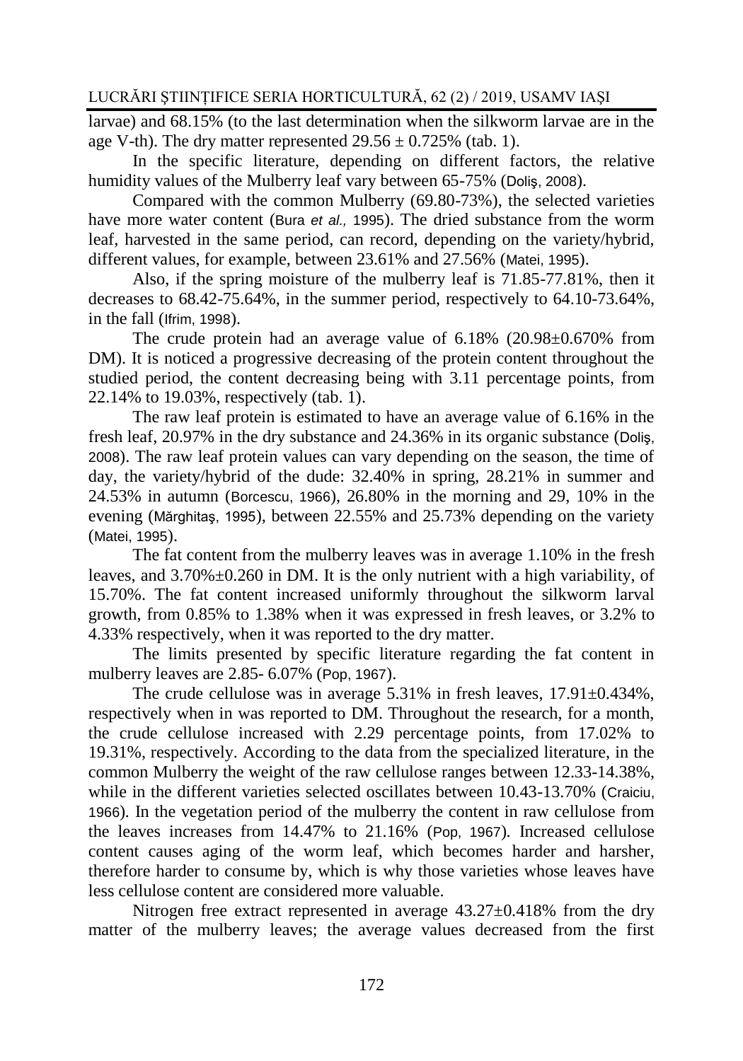larvae) and 68.15% (to the last determination when the silkworm larvae are in the age V-th). The dry matter represented $29.56 \pm 0.725\%$ (tab. 1).

In the specific literature, depending on different factors, the relative humidity values of the Mulberry leaf vary between 65-75% (Doliş, 2008).

Compared with the common Mulberry (69.80-73%), the selected varieties have more water content (Bura *et al.,* 1995). The dried substance from the worm leaf, harvested in the same period, can record, depending on the variety/hybrid, different values, for example, between 23.61% and 27.56% (Matei, 1995).

Also, if the spring moisture of the mulberry leaf is 71.85-77.81%, then it decreases to 68.42-75.64%, in the summer period, respectively to 64.10-73.64%, in the fall (Ifrim, 1998).

The crude protein had an average value of 6.18% ($20.98 \pm 0.670\%$ from DM). It is noticed a progressive decreasing of the protein content throughout the studied period, the content decreasing being with 3.11 percentage points, from 22.14% to 19.03%, respectively (tab. 1).

The raw leaf protein is estimated to have an average value of 6.16% in the fresh leaf, 20.97% in the dry substance and 24.36% in its organic substance (Doliş, 2008). The raw leaf protein values can vary depending on the season, the time of day, the variety/hybrid of the dude: 32.40% in spring, 28.21% in summer and 24.53% in autumn (Borcescu, 1966), 26.80% in the morning and 29, 10% in the evening (Mărghitaş, 1995), between 22.55% and 25.73% depending on the variety (Matei, 1995).

The fat content from the mulberry leaves was in average 1.10% in the fresh leaves, and $3.70\% \pm 0.260$ in DM. It is the only nutrient with a high variability, of 15.70%. The fat content increased uniformly throughout the silkworm larval growth, from 0.85% to 1.38% when it was expressed in fresh leaves, or 3.2% to 4.33% respectively, when it was reported to the dry matter.

The limits presented by specific literature regarding the fat content in mulberry leaves are 2.85- 6.07% (Pop, 1967).

The crude cellulose was in average 5.31% in fresh leaves, $17.91 \pm 0.434\%$, respectively when in was reported to DM. Throughout the research, for a month, the crude cellulose increased with 2.29 percentage points, from 17.02% to 19.31%, respectively. According to the data from the specialized literature, in the common Mulberry the weight of the raw cellulose ranges between 12.33-14.38%, while in the different varieties selected oscillates between 10.43-13.70% (Craiciu, 1966). In the vegetation period of the mulberry the content in raw cellulose from the leaves increases from 14.47% to 21.16% (Pop, 1967). Increased cellulose content causes aging of the worm leaf, which becomes harder and harsher, therefore harder to consume by, which is why those varieties whose leaves have less cellulose content are considered more valuable.

Nitrogen free extract represented in average $43.27 \pm 0.418\%$ from the dry matter of the mulberry leaves; the average values decreased from the first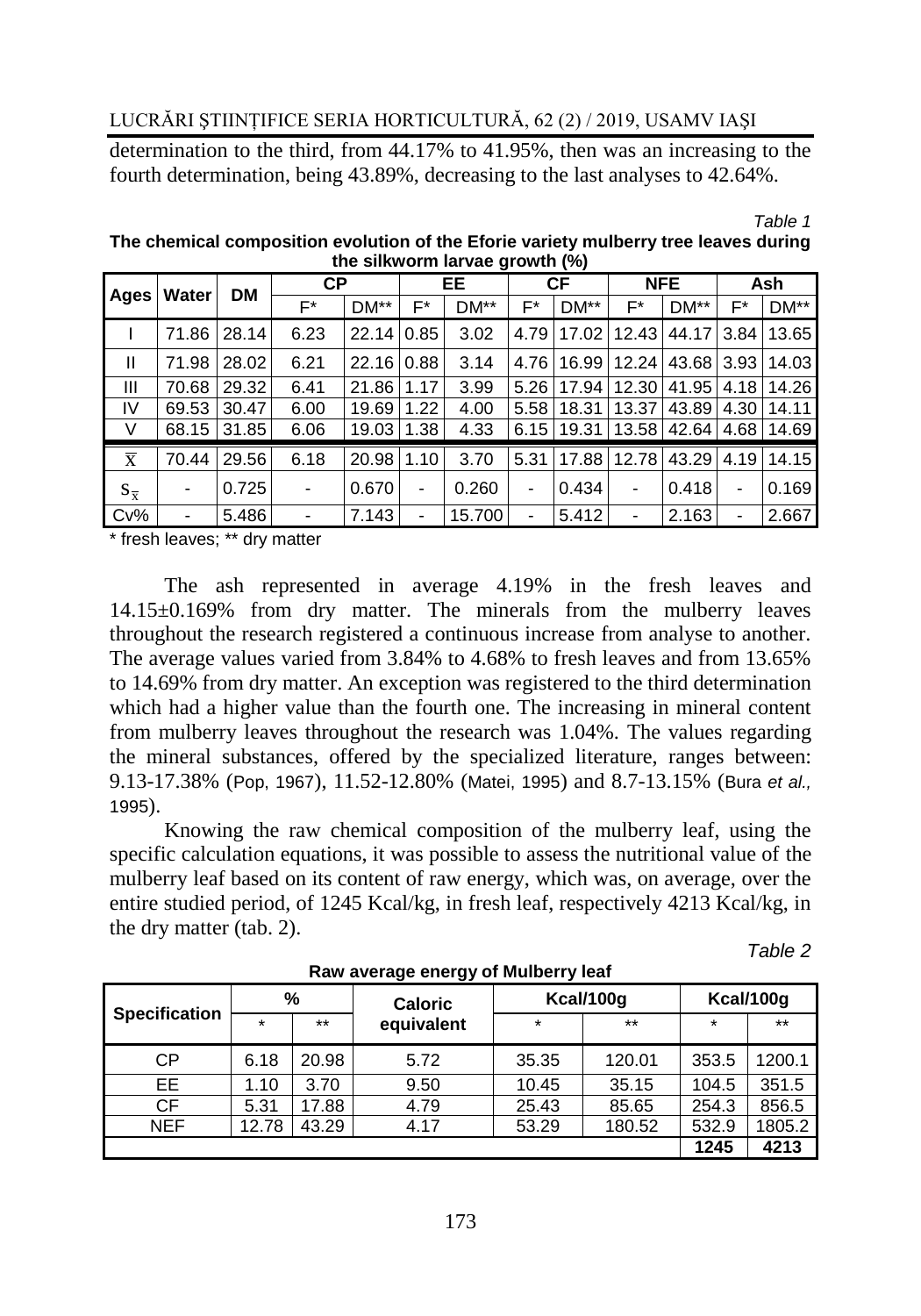determination to the third, from 44.17% to 41.95%, then was an increasing to the fourth determination, being 43.89%, decreasing to the last analyses to 42.64%.

*Table 1*

**The chemical composition evolution of the Eforie variety mulberry tree leaves during the silkworm larvae growth (%)**

| Ages | Water | DM | CP | | EE | | CF | | NFE | | Ash | |
|---|---|---|---|---|---|---|---|---|---|---|---|---|
| | | | F* | DM** | F* | DM** | F* | DM** | F* | DM** | F* | DM** |
| I | 71.86 | 28.14 | 6.23 | 22.14 | 0.85 | 3.02 | 4.79 | 17.02 | 12.43 | 44.17 | 3.84 | 13.65 |
| II | 71.98 | 28.02 | 6.21 | 22.16 | 0.88 | 3.14 | 4.76 | 16.99 | 12.24 | 43.68 | 3.93 | 14.03 |
| III | 70.68 | 29.32 | 6.41 | 21.86 | 1.17 | 3.99 | 5.26 | 17.94 | 12.30 | 41.95 | 4.18 | 14.26 |
| IV | 69.53 | 30.47 | 6.00 | 19.69 | 1.22 | 4.00 | 5.58 | 18.31 | 13.37 | 43.89 | 4.30 | 14.11 |
| V | 68.15 | 31.85 | 6.06 | 19.03 | 1.38 | 4.33 | 6.15 | 19.31 | 13.58 | 42.64 | 4.68 | 14.69 |
| $\overline{X}$ | 70.44 | 29.56 | 6.18 | 20.98 | 1.10 | 3.70 | 5.31 | 17.88 | 12.78 | 43.29 | 4.19 | 14.15 |
| $S_{\overline{x}}$ | - | 0.725 | - | 0.670 | - | 0.260 | - | 0.434 | - | 0.418 | - | 0.169 |
| Cv% | - | 5.486 | - | 7.143 | - | 15.700 | - | 5.412 | - | 2.163 | - | 2.667 |

\* fresh leaves; ** dry matter

The ash represented in average 4.19% in the fresh leaves and 14.15±0.169% from dry matter. The minerals from the mulberry leaves throughout the research registered a continuous increase from analyse to another. The average values varied from 3.84% to 4.68% to fresh leaves and from 13.65% to 14.69% from dry matter. An exception was registered to the third determination which had a higher value than the fourth one. The increasing in mineral content from mulberry leaves throughout the research was 1.04%. The values regarding the mineral substances, offered by the specialized literature, ranges between: 9.13-17.38% (Pop, 1967), 11.52-12.80% (Matei, 1995) and 8.7-13.15% (Bura *et al.,* 1995).

Knowing the raw chemical composition of the mulberry leaf, using the specific calculation equations, it was possible to assess the nutritional value of the mulberry leaf based on its content of raw energy, which was, on average, over the entire studied period, of 1245 Kcal/kg, in fresh leaf, respectively 4213 Kcal/kg, in the dry matter (tab. 2).

*Table 2*

**Raw average energy of Mulberry leaf**

| Specification | % | | Caloric equivalent | Kcal/100g | | Kcal/100g | |
|---|---|---|---|---|---|---|---|
| | * | ** | | * | ** | * | ** |
| CP | 6.18 | 20.98 | 5.72 | 35.35 | 120.01 | 353.5 | 1200.1 |
| EE | 1.10 | 3.70 | 9.50 | 10.45 | 35.15 | 104.5 | 351.5 |
| CF | 5.31 | 17.88 | 4.79 | 25.43 | 85.65 | 254.3 | 856.5 |
| NEF | 12.78 | 43.29 | 4.17 | 53.29 | 180.52 | 532.9 | 1805.2 |
| | | | | | | **1245** | **4213** |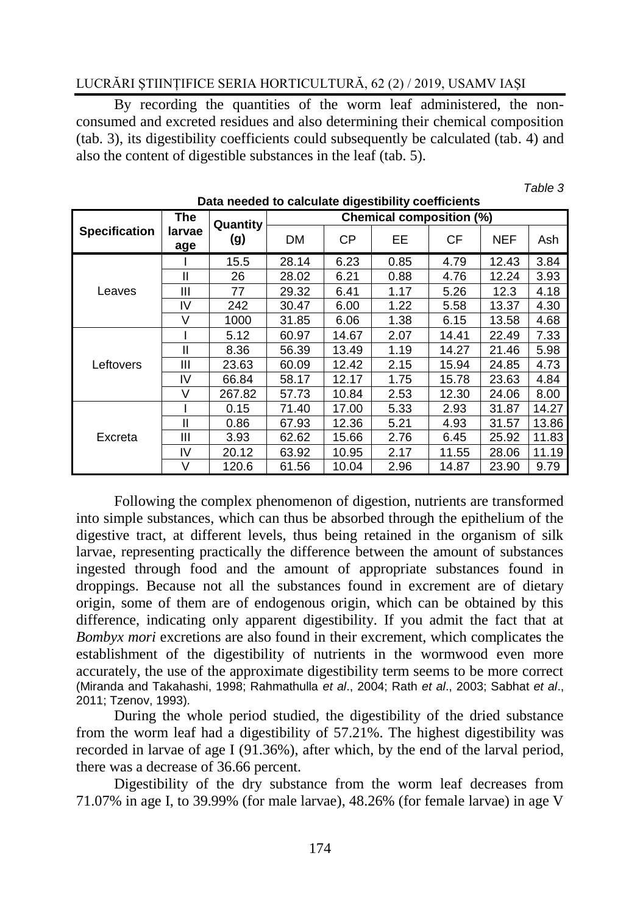By recording the quantities of the worm leaf administered, the non-consumed and excreted residues and also determining their chemical composition (tab. 3), its digestibility coefficients could subsequently be calculated (tab. 4) and also the content of digestible substances in the leaf (tab. 5).

*Table 3*

**Data needed to calculate digestibility coefficients**

| Specification | The larvae age | Quantity (g) | Chemical composition (%) | | | | | |
|---|---|---|---|---|---|---|---|---|
| | | | DM | CP | EE | CF | NEF | Ash |
| Leaves | I | 15.5 | 28.14 | 6.23 | 0.85 | 4.79 | 12.43 | 3.84 |
| | II | 26 | 28.02 | 6.21 | 0.88 | 4.76 | 12.24 | 3.93 |
| | III | 77 | 29.32 | 6.41 | 1.17 | 5.26 | 12.3 | 4.18 |
| | IV | 242 | 30.47 | 6.00 | 1.22 | 5.58 | 13.37 | 4.30 |
| | V | 1000 | 31.85 | 6.06 | 1.38 | 6.15 | 13.58 | 4.68 |
| Leftovers | I | 5.12 | 60.97 | 14.67 | 2.07 | 14.41 | 22.49 | 7.33 |
| | II | 8.36 | 56.39 | 13.49 | 1.19 | 14.27 | 21.46 | 5.98 |
| | III | 23.63 | 60.09 | 12.42 | 2.15 | 15.94 | 24.85 | 4.73 |
| | IV | 66.84 | 58.17 | 12.17 | 1.75 | 15.78 | 23.63 | 4.84 |
| | V | 267.82 | 57.73 | 10.84 | 2.53 | 12.30 | 24.06 | 8.00 |
| Excreta | I | 0.15 | 71.40 | 17.00 | 5.33 | 2.93 | 31.87 | 14.27 |
| | II | 0.86 | 67.93 | 12.36 | 5.21 | 4.93 | 31.57 | 13.86 |
| | III | 3.93 | 62.62 | 15.66 | 2.76 | 6.45 | 25.92 | 11.83 |
| | IV | 20.12 | 63.92 | 10.95 | 2.17 | 11.55 | 28.06 | 11.19 |
| | V | 120.6 | 61.56 | 10.04 | 2.96 | 14.87 | 23.90 | 9.79 |

Following the complex phenomenon of digestion, nutrients are transformed into simple substances, which can thus be absorbed through the epithelium of the digestive tract, at different levels, thus being retained in the organism of silk larvae, representing practically the difference between the amount of substances ingested through food and the amount of appropriate substances found in droppings. Because not all the substances found in excrement are of dietary origin, some of them are of endogenous origin, which can be obtained by this difference, indicating only apparent digestibility. If you admit the fact that at *Bombyx mori* excretions are also found in their excrement, which complicates the establishment of the digestibility of nutrients in the wormwood even more accurately, the use of the approximate digestibility term seems to be more correct (Miranda and Takahashi, 1998; Rahmathulla *et al*., 2004; Rath *et al*., 2003; Sabhat *et al*., 2011; Tzenov, 1993).

During the whole period studied, the digestibility of the dried substance from the worm leaf had a digestibility of 57.21%. The highest digestibility was recorded in larvae of age I (91.36%), after which, by the end of the larval period, there was a decrease of 36.66 percent.

Digestibility of the dry substance from the worm leaf decreases from 71.07% in age I, to 39.99% (for male larvae), 48.26% (for female larvae) in age V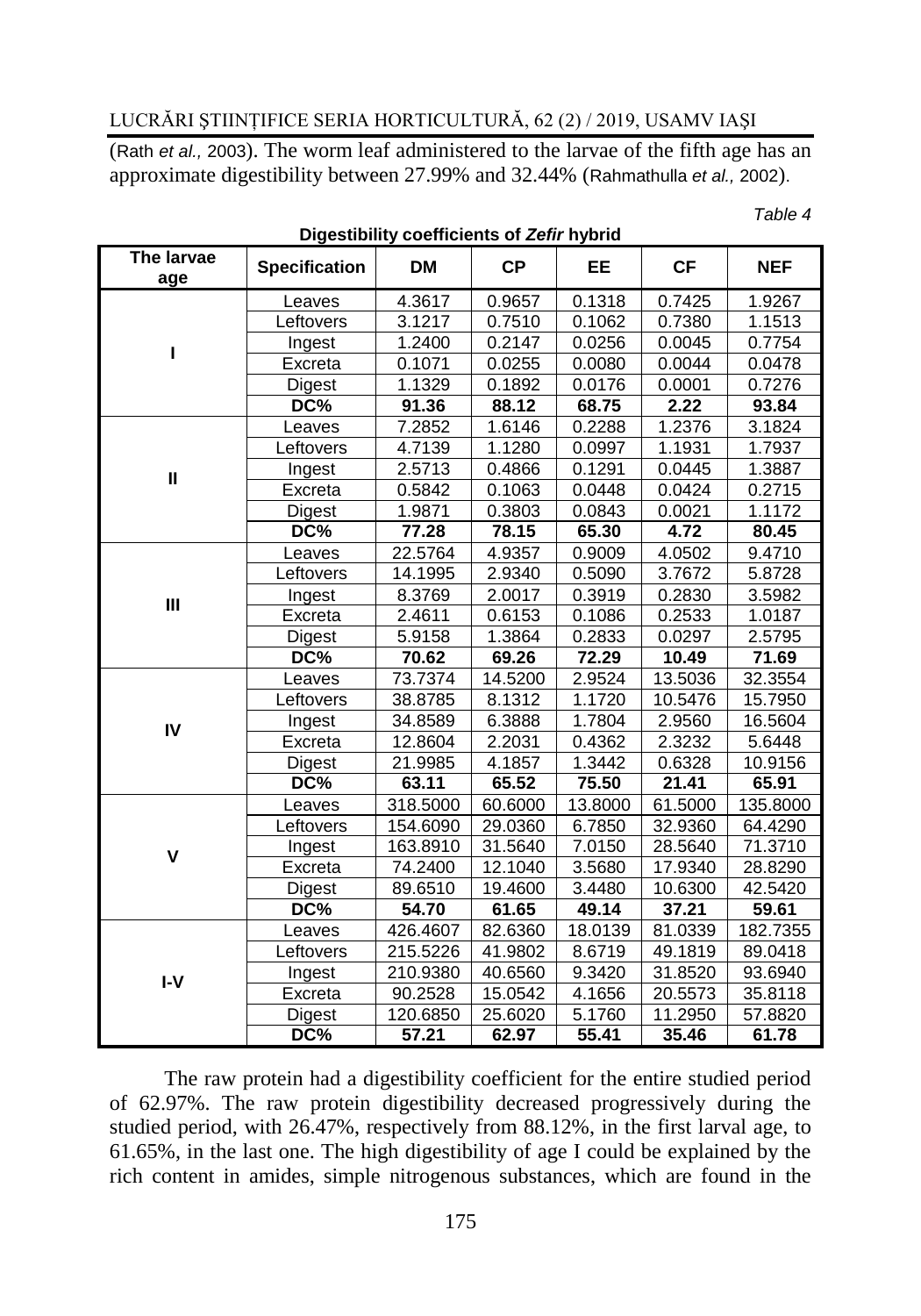(Rath *et al.,* 2003). The worm leaf administered to the larvae of the fifth age has an approximate digestibility between 27.99% and 32.44% (Rahmathulla *et al.,* 2002).

*Table 4*

**Digestibility coefficients of *Zefir* hybrid**

| The larvae age | Specification | DM | CP | EE | CF | NEF |
|---|---|---|---|---|---|---|
| I | Leaves | 4.3617 | 0.9657 | 0.1318 | 0.7425 | 1.9267 |
| | Leftovers | 3.1217 | 0.7510 | 0.1062 | 0.7380 | 1.1513 |
| | Ingest | 1.2400 | 0.2147 | 0.0256 | 0.0045 | 0.7754 |
| | Excreta | 0.1071 | 0.0255 | 0.0080 | 0.0044 | 0.0478 |
| | Digest | 1.1329 | 0.1892 | 0.0176 | 0.0001 | 0.7276 |
| | **DC%** | **91.36** | **88.12** | **68.75** | **2.22** | **93.84** |
| II | Leaves | 7.2852 | 1.6146 | 0.2288 | 1.2376 | 3.1824 |
| | Leftovers | 4.7139 | 1.1280 | 0.0997 | 1.1931 | 1.7937 |
| | Ingest | 2.5713 | 0.4866 | 0.1291 | 0.0445 | 1.3887 |
| | Excreta | 0.5842 | 0.1063 | 0.0448 | 0.0424 | 0.2715 |
| | Digest | 1.9871 | 0.3803 | 0.0843 | 0.0021 | 1.1172 |
| | **DC%** | **77.28** | **78.15** | **65.30** | **4.72** | **80.45** |
| III | Leaves | 22.5764 | 4.9357 | 0.9009 | 4.0502 | 9.4710 |
| | Leftovers | 14.1995 | 2.9340 | 0.5090 | 3.7672 | 5.8728 |
| | Ingest | 8.3769 | 2.0017 | 0.3919 | 0.2830 | 3.5982 |
| | Excreta | 2.4611 | 0.6153 | 0.1086 | 0.2533 | 1.0187 |
| | Digest | 5.9158 | 1.3864 | 0.2833 | 0.0297 | 2.5795 |
| | **DC%** | **70.62** | **69.26** | **72.29** | **10.49** | **71.69** |
| IV | Leaves | 73.7374 | 14.5200 | 2.9524 | 13.5036 | 32.3554 |
| | Leftovers | 38.8785 | 8.1312 | 1.1720 | 10.5476 | 15.7950 |
| | Ingest | 34.8589 | 6.3888 | 1.7804 | 2.9560 | 16.5604 |
| | Excreta | 12.8604 | 2.2031 | 0.4362 | 2.3232 | 5.6448 |
| | Digest | 21.9985 | 4.1857 | 1.3442 | 0.6328 | 10.9156 |
| | **DC%** | **63.11** | **65.52** | **75.50** | **21.41** | **65.91** |
| V | Leaves | 318.5000 | 60.6000 | 13.8000 | 61.5000 | 135.8000 |
| | Leftovers | 154.6090 | 29.0360 | 6.7850 | 32.9360 | 64.4290 |
| | Ingest | 163.8910 | 31.5640 | 7.0150 | 28.5640 | 71.3710 |
| | Excreta | 74.2400 | 12.1040 | 3.5680 | 17.9340 | 28.8290 |
| | Digest | 89.6510 | 19.4600 | 3.4480 | 10.6300 | 42.5420 |
| | **DC%** | **54.70** | **61.65** | **49.14** | **37.21** | **59.61** |
| I-V | Leaves | 426.4607 | 82.6360 | 18.0139 | 81.0339 | 182.7355 |
| | Leftovers | 215.5226 | 41.9802 | 8.6719 | 49.1819 | 89.0418 |
| | Ingest | 210.9380 | 40.6560 | 9.3420 | 31.8520 | 93.6940 |
| | Excreta | 90.2528 | 15.0542 | 4.1656 | 20.5573 | 35.8118 |
| | Digest | 120.6850 | 25.6020 | 5.1760 | 11.2950 | 57.8820 |
| | **DC%** | **57.21** | **62.97** | **55.41** | **35.46** | **61.78** |

The raw protein had a digestibility coefficient for the entire studied period of 62.97%. The raw protein digestibility decreased progressively during the studied period, with 26.47%, respectively from 88.12%, in the first larval age, to 61.65%, in the last one. The high digestibility of age I could be explained by the rich content in amides, simple nitrogenous substances, which are found in the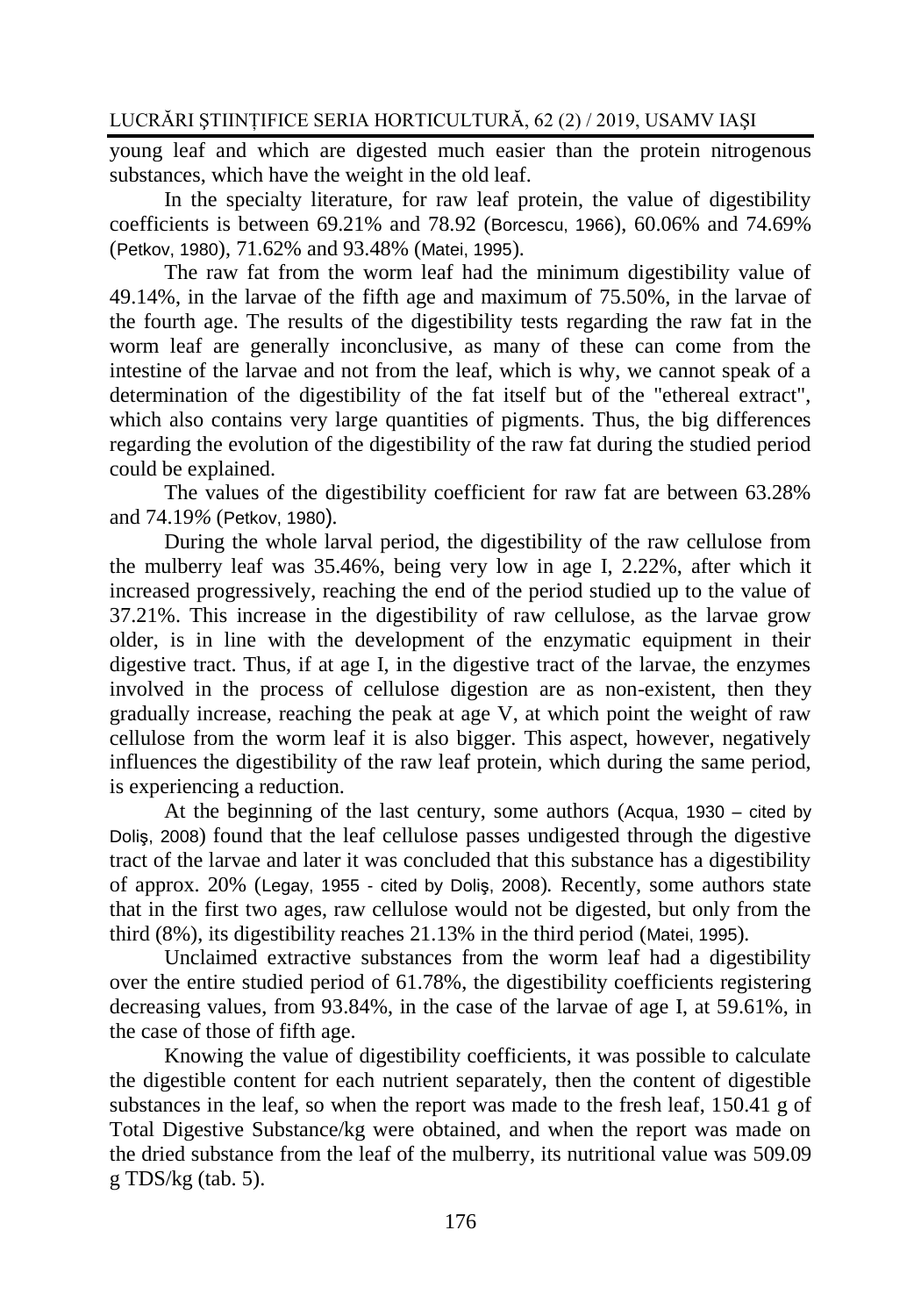young leaf and which are digested much easier than the protein nitrogenous substances, which have the weight in the old leaf.

In the specialty literature, for raw leaf protein, the value of digestibility coefficients is between 69.21% and 78.92 (Borcescu, 1966), 60.06% and 74.69% (Petkov, 1980), 71.62% and 93.48% (Matei, 1995).

The raw fat from the worm leaf had the minimum digestibility value of 49.14%, in the larvae of the fifth age and maximum of 75.50%, in the larvae of the fourth age. The results of the digestibility tests regarding the raw fat in the worm leaf are generally inconclusive, as many of these can come from the intestine of the larvae and not from the leaf, which is why, we cannot speak of a determination of the digestibility of the fat itself but of the "ethereal extract", which also contains very large quantities of pigments. Thus, the big differences regarding the evolution of the digestibility of the raw fat during the studied period could be explained.

The values of the digestibility coefficient for raw fat are between 63.28% and 74.19% (Petkov, 1980).

During the whole larval period, the digestibility of the raw cellulose from the mulberry leaf was 35.46%, being very low in age I, 2.22%, after which it increased progressively, reaching the end of the period studied up to the value of 37.21%. This increase in the digestibility of raw cellulose, as the larvae grow older, is in line with the development of the enzymatic equipment in their digestive tract. Thus, if at age I, in the digestive tract of the larvae, the enzymes involved in the process of cellulose digestion are as non-existent, then they gradually increase, reaching the peak at age V, at which point the weight of raw cellulose from the worm leaf it is also bigger. This aspect, however, negatively influences the digestibility of the raw leaf protein, which during the same period, is experiencing a reduction.

At the beginning of the last century, some authors (Acqua, 1930 – cited by Doliş, 2008) found that the leaf cellulose passes undigested through the digestive tract of the larvae and later it was concluded that this substance has a digestibility of approx. 20% (Legay, 1955 - cited by Doliş, 2008). Recently, some authors state that in the first two ages, raw cellulose would not be digested, but only from the third (8%), its digestibility reaches 21.13% in the third period (Matei, 1995).

Unclaimed extractive substances from the worm leaf had a digestibility over the entire studied period of 61.78%, the digestibility coefficients registering decreasing values, from 93.84%, in the case of the larvae of age I, at 59.61%, in the case of those of fifth age.

Knowing the value of digestibility coefficients, it was possible to calculate the digestible content for each nutrient separately, then the content of digestible substances in the leaf, so when the report was made to the fresh leaf, 150.41 g of Total Digestive Substance/kg were obtained, and when the report was made on the dried substance from the leaf of the mulberry, its nutritional value was 509.09 g TDS/kg (tab. 5).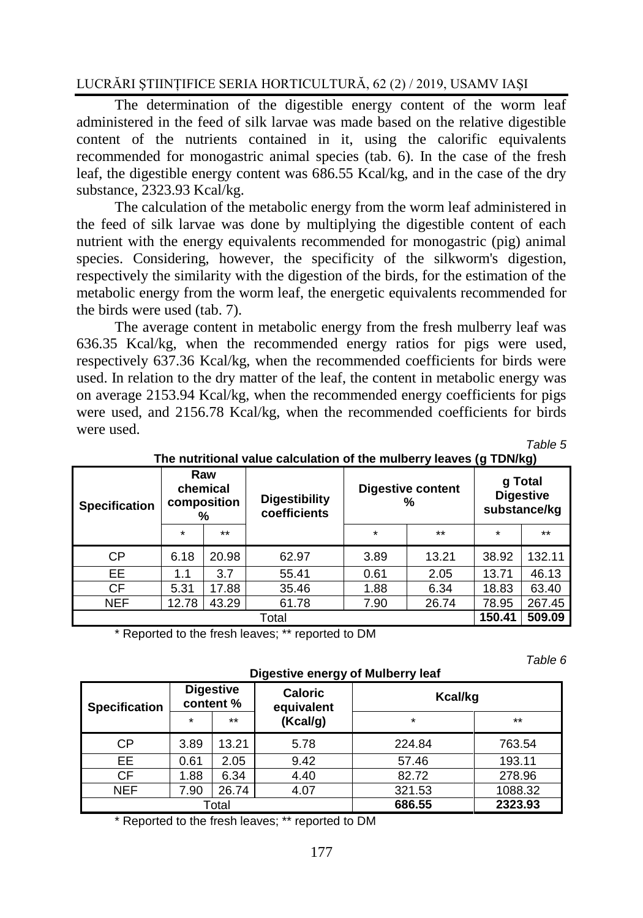The determination of the digestible energy content of the worm leaf administered in the feed of silk larvae was made based on the relative digestible content of the nutrients contained in it, using the calorific equivalents recommended for monogastric animal species (tab. 6). In the case of the fresh leaf, the digestible energy content was 686.55 Kcal/kg, and in the case of the dry substance, 2323.93 Kcal/kg.

The calculation of the metabolic energy from the worm leaf administered in the feed of silk larvae was done by multiplying the digestible content of each nutrient with the energy equivalents recommended for monogastric (pig) animal species. Considering, however, the specificity of the silkworm's digestion, respectively the similarity with the digestion of the birds, for the estimation of the metabolic energy from the worm leaf, the energetic equivalents recommended for the birds were used (tab. 7).

The average content in metabolic energy from the fresh mulberry leaf was 636.35 Kcal/kg, when the recommended energy ratios for pigs were used, respectively 637.36 Kcal/kg, when the recommended coefficients for birds were used. In relation to the dry matter of the leaf, the content in metabolic energy was on average 2153.94 Kcal/kg, when the recommended energy coefficients for pigs were used, and 2156.78 Kcal/kg, when the recommended coefficients for birds were used.

*Table 5*

**The nutritional value calculation of the mulberry leaves (g TDN/kg)**

| Specification | Raw chemical composition % | | Digestibility coefficients | Digestive content % | | g Total Digestive substance/kg | |
|---|---|---|---|---|---|---|---|
| | * | ** | | * | ** | * | ** |
| CP | 6.18 | 20.98 | 62.97 | 3.89 | 13.21 | 38.92 | 132.11 |
| EE | 1.1 | 3.7 | 55.41 | 0.61 | 2.05 | 13.71 | 46.13 |
| CF | 5.31 | 17.88 | 35.46 | 1.88 | 6.34 | 18.83 | 63.40 |
| NEF | 12.78 | 43.29 | 61.78 | 7.90 | 26.74 | 78.95 | 267.45 |
| Total | | | | | | **150.41** | **509.09** |

\* Reported to the fresh leaves; ** reported to DM

*Table 6*

**Digestive energy of Mulberry leaf**

| Specification | Digestive content % | | Caloric equivalent (Kcal/g) | Kcal/kg | |
|---|---|---|---|---|---|
| | * | ** | | * | ** |
| CP | 3.89 | 13.21 | 5.78 | 224.84 | 763.54 |
| EE | 0.61 | 2.05 | 9.42 | 57.46 | 193.11 |
| CF | 1.88 | 6.34 | 4.40 | 82.72 | 278.96 |
| NEF | 7.90 | 26.74 | 4.07 | 321.53 | 1088.32 |
| Total | | | | **686.55** | **2323.93** |

\* Reported to the fresh leaves; ** reported to DM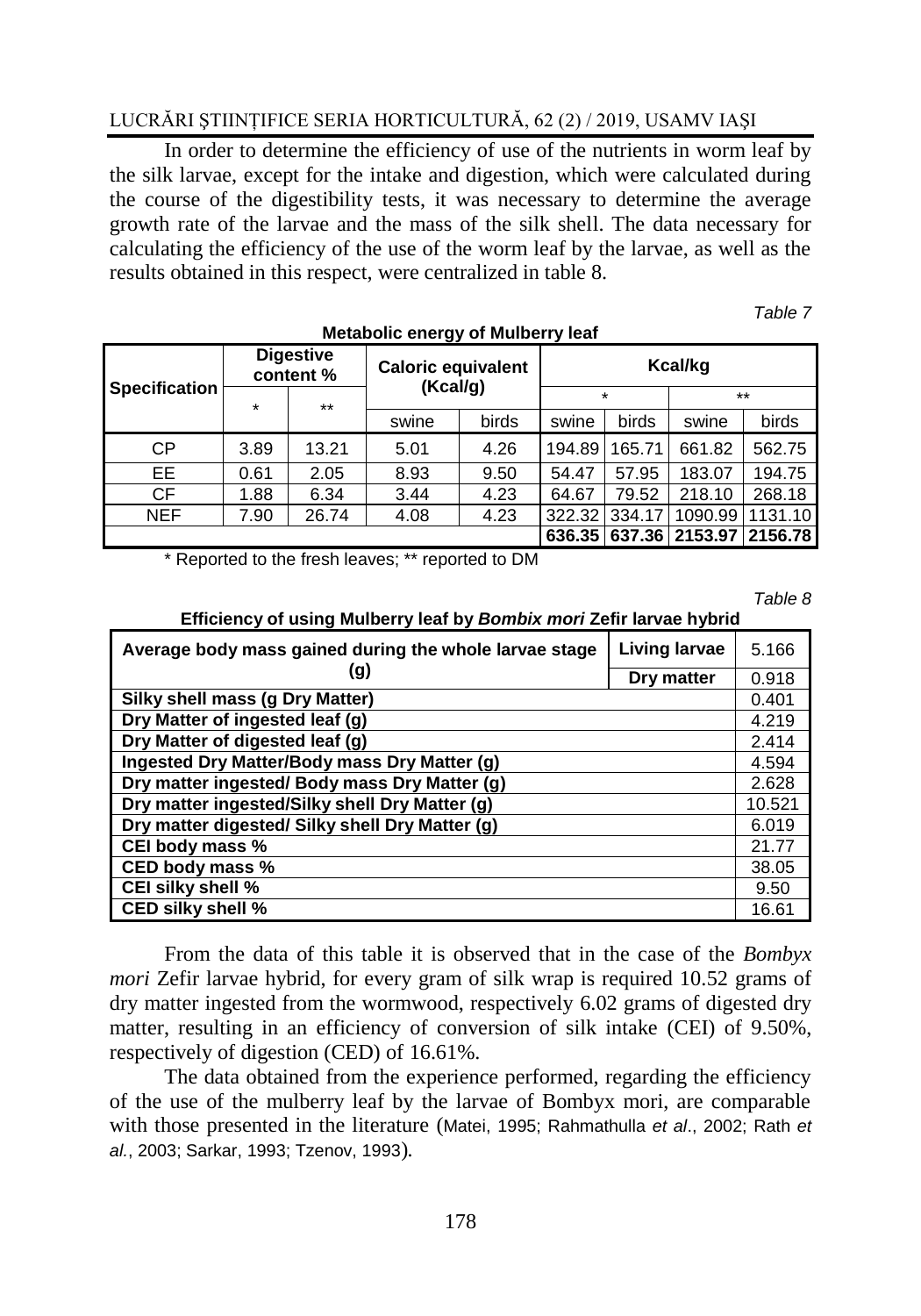In order to determine the efficiency of use of the nutrients in worm leaf by the silk larvae, except for the intake and digestion, which were calculated during the course of the digestibility tests, it was necessary to determine the average growth rate of the larvae and the mass of the silk shell. The data necessary for calculating the efficiency of the use of the worm leaf by the larvae, as well the results obtained in this respect, were centralized in table 8.

*Table 7*

**Metabolic energy of Mulberry leaf**

| Specification | Digestive content % | | Caloric equivalent (Kcal/g) | | Kcal/kg | | | |
|---|---|---|---|---|---|---|---|---|
| | * | ** | | | * | | ** | |
| | | | swine | birds | swine | birds | swine | birds |
| CP | 3.89 | 13.21 | 5.01 | 4.26 | 194.89 | 165.71 | 661.82 | 562.75 |
| EE | 0.61 | 2.05 | 8.93 | 9.50 | 54.47 | 57.95 | 183.07 | 194.75 |
| CF | 1.88 | 6.34 | 3.44 | 4.23 | 64.67 | 79.52 | 218.10 | 268.18 |
| NEF | 7.90 | 26.74 | 4.08 | 4.23 | 322.32 | 334.17 | 1090.99 | 1131.10 |
| | | | | | **636.35** | **637.36** | **2153.97** | **2156.78** |

\* Reported to the fresh leaves; ** reported to DM

*Table 8*

**Efficiency of using Mulberry leaf by *Bombix mori* Zefir larvae hybrid**

| | | |
|---|---|---|
| **Average body mass gained during the whole larvae stage (g)** | **Living larvae** | 5.166 |
| | **Dry matter** | 0.918 |
| **Silky shell mass (g Dry Matter)** | | 0.401 |
| **Dry Matter of ingested leaf (g)** | | 4.219 |
| **Dry Matter of digested leaf (g)** | | 2.414 |
| **Ingested Dry Matter/Body mass Dry Matter (g)** | | 4.594 |
| **Dry matter ingested/ Body mass Dry Matter (g)** | | 2.628 |
| **Dry matter ingested/Silky shell Dry Matter (g)** | | 10.521 |
| **Dry matter digested/ Silky shell Dry Matter (g)** | | 6.019 |
| **CEI body mass %** | | 21.77 |
| **CED body mass %** | | 38.05 |
| **CEI silky shell %** | | 9.50 |
| **CED silky shell %** | | 16.61 |

From the data of this table it is observed that in the case of the *Bombyx mori* Zefir larvae hybrid, for every gram of silk wrap is required 10.52 grams of dry matter ingested from the wormwood, respectively 6.02 grams of digested dry matter, resulting in an efficiency of conversion of silk intake (CEI) of 9.50%, respectively of digestion (CED) of 16.61%.

The data obtained from the experience performed, regarding the efficiency of the use of the mulberry leaf by the larvae of Bombyx mori, are comparable with those presented in the literature (Matei, 1995; Rahmathulla *et al*., 2002; Rath *et al.*, 2003; Sarkar, 1993; Tzenov, 1993).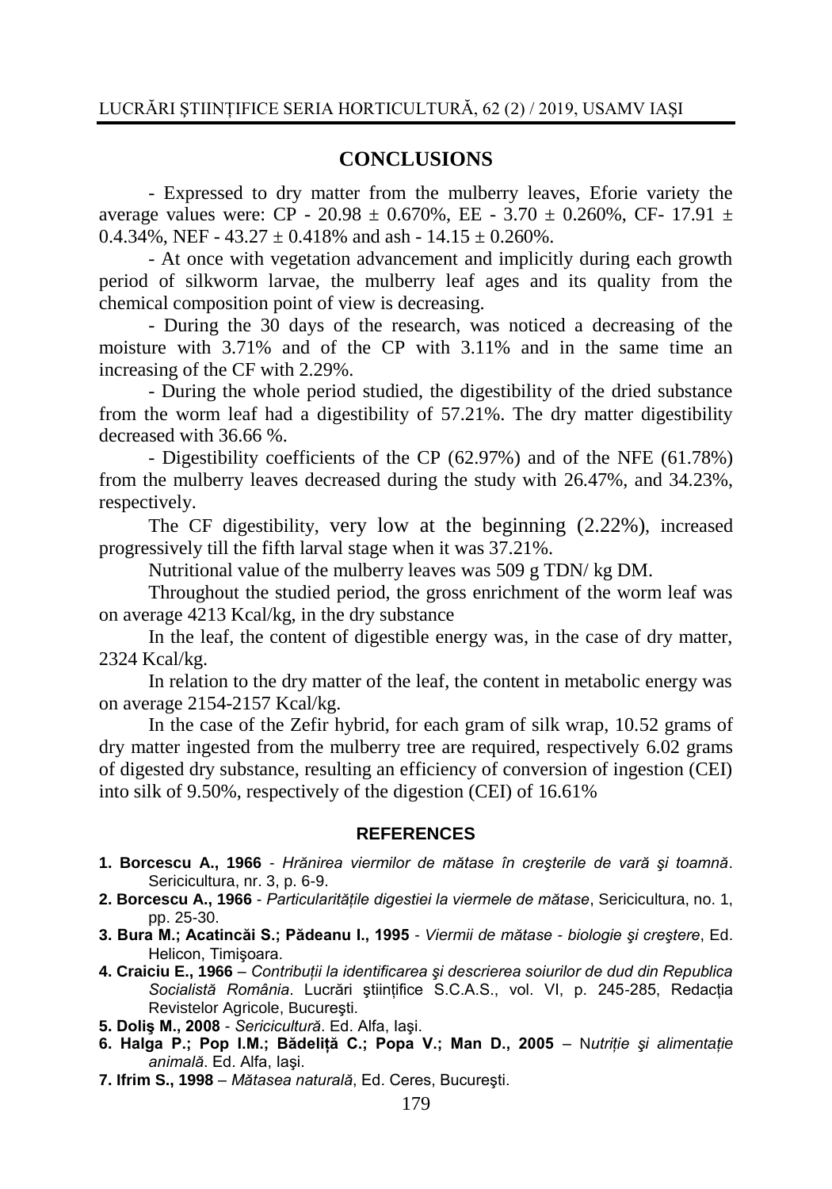## CONCLUSIONS

- Expressed to dry matter from the mulberry leaves, Eforie variety the average values were: CP - 20.98 ± 0.670%, EE - 3.70 ± 0.260%, CF- 17.91 ± 0.4.34%, NEF - 43.27 ± 0.418% and ash - 14.15 ± 0.260%.

- At once with vegetation advancement and implicitly during each growth period of silkworm larvae, the mulberry leaf ages and its quality from the chemical composition point of view is decreasing.

- During the 30 days of the research, was noticed a decreasing of the moisture with 3.71% and of the CP with 3.11% and in the same time an increasing of the CF with 2.29%.

- During the whole period studied, the digestibility of the dried substance from the worm leaf had a digestibility of 57.21%. The dry matter digestibility decreased with 36.66 %.

- Digestibility coefficients of the CP (62.97%) and of the NFE (61.78%) from the mulberry leaves decreased during the study with 26.47%, and 34.23%, respectively.

The CF digestibility, very low at the beginning (2.22%), increased progressively till the fifth larval stage when it was 37.21%.

Nutritional value of the mulberry leaves was 509 g TDN/ kg DM.

Throughout the studied period, the gross enrichment of the worm leaf was on average 4213 Kcal/kg, in the dry substance

In the leaf, the content of digestible energy was, in the case of dry matter, 2324 Kcal/kg.

In relation to the dry matter of the leaf, the content in metabolic energy was on average 2154-2157 Kcal/kg.

In the case of the Zefir hybrid, for each gram of silk wrap, 10.52 grams of dry matter ingested from the mulberry tree are required, respectively 6.02 grams of digested dry substance, resulting an efficiency of conversion of ingestion (CEI) into silk of 9.50%, respectively of the digestion (CEI) of 16.61%

### REFERENCES

**1. Borcescu A., 1966** - *Hrănirea viermilor de mătase în creşterile de vară şi toamnă*. Sericicultura, nr. 3, p. 6-9.

**2. Borcescu A., 1966** - *Particularitățile digestiei la viermele de mătase*, Sericicultura, no. 1, pp. 25-30.

**3. Bura M.; Acatincăi S.; Pădeanu I., 1995** - *Viermii de mătase - biologie şi creştere*, Ed. Helicon, Timişoara.

**4. Craiciu E., 1966** – *Contribuții la identificarea şi descrierea soiurilor de dud din Republica Socialistă România*. Lucrări ştiințifice S.C.A.S., vol. VI, p. 245-285, Redacția Revistelor Agricole, Bucureşti.

**5. Doliş M., 2008** - *Sericicultură*. Ed. Alfa, Iaşi.

**6. Halga P.; Pop I.M.; Bădeliță C.; Popa V.; Man D., 2005** – N*utriție şi alimentație animală*. Ed. Alfa, Iaşi.

**7. Ifrim S., 1998** – *Mătasea naturală*, Ed. Ceres, Bucureşti.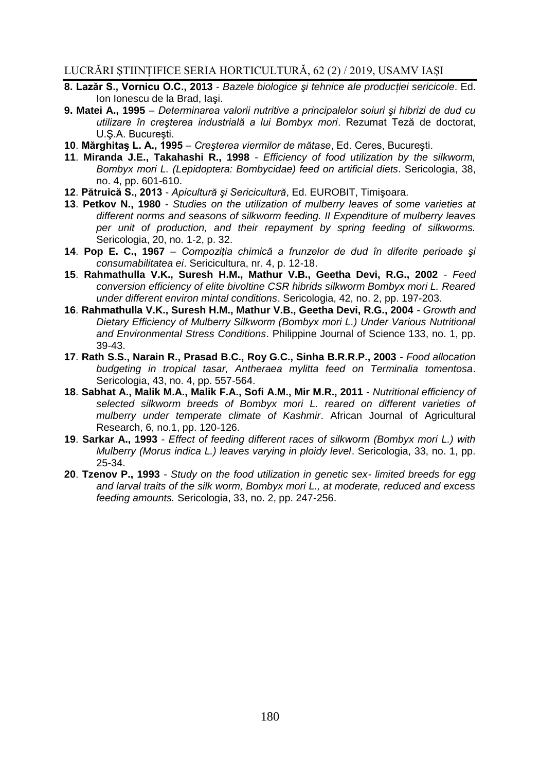**8. Lazăr S., Vornicu O.C., 2013** - *Bazele biologice şi tehnice ale producției sericicole*. Ed. Ion Ionescu de la Brad, Iaşi.

**9. Matei A., 1995** – *Determinarea valorii nutritive a principalelor soiuri şi hibrizi de dud cu utilizare în creşterea industrială a lui Bombyx mori*. Rezumat Teză de doctorat, U.Ş.A. Bucureşti.

**10**. **Mărghitaş L. A., 1995** – *Creşterea viermilor de mătase*, Ed. Ceres, Bucureşti.

**11**. **Miranda J.E., Takahashi R., 1998** - *Efficiency of food utilization by the silkworm, Bombyx mori L. (Lepidoptera: Bombycidae) feed on artificial diets*. Sericologia, 38, no. 4, pp. 601-610.

**12**. **Pătruică S., 2013** - *Apicultură şi Sericicultură*, Ed. EUROBIT, Timişoara.

**13**. **Petkov N., 1980** - *Studies on the utilization of mulberry leaves of some varieties at different norms and seasons of silkworm feeding. II Expenditure of mulberry leaves per unit of production, and their repayment by spring feeding of silkworms.* Sericologia, 20, no. 1-2, p. 32.

**14**. **Pop E. C., 1967** – *Compoziția chimică a frunzelor de dud în diferite perioade şi consumabilitatea ei*. Sericicultura, nr. 4, p. 12-18.

**15**. **Rahmathulla V.K., Suresh H.M., Mathur V.B., Geetha Devi, R.G., 2002** - *Feed conversion efficiency of elite bivoltine CSR hibrids silkworm Bombyx mori L. Reared under different environ mintal conditions*. Sericologia, 42, no. 2, pp. 197-203.

**16**. **Rahmathulla V.K., Suresh H.M., Mathur V.B., Geetha Devi, R.G., 2004** - *Growth and Dietary Efficiency of Mulberry Silkworm (Bombyx mori L.) Under Various Nutritional and Environmental Stress Conditions*. Philippine Journal of Science 133, no. 1, pp. 39-43.

**17**. **Rath S.S., Narain R., Prasad B.C., Roy G.C., Sinha B.R.R.P., 2003** - *Food allocation budgeting in tropical tasar, Antheraea mylitta feed on Terminalia tomentosa*. Sericologia, 43, no. 4, pp. 557-564.

**18**. **Sabhat A., Malik M.A., Malik F.A., Sofi A.M., Mir M.R., 2011** - *Nutritional efficiency of selected silkworm breeds of Bombyx mori L. reared on different varieties of mulberry under temperate climate of Kashmir*. African Journal of Agricultural Research, 6, no.1, pp. 120-126.

**19**. **Sarkar A., 1993** - *Effect of feeding different races of silkworm (Bombyx mori L.) with Mulberry (Morus indica L.) leaves varying in ploidy level*. Sericologia, 33, no. 1, pp. 25-34.

**20**. **Tzenov P., 1993** - *Study on the food utilization in genetic sex- limited breeds for egg and larval traits of the silk worm, Bombyx mori L., at moderate, reduced and excess feeding amounts.* Sericologia, 33, no. 2, pp. 247-256.